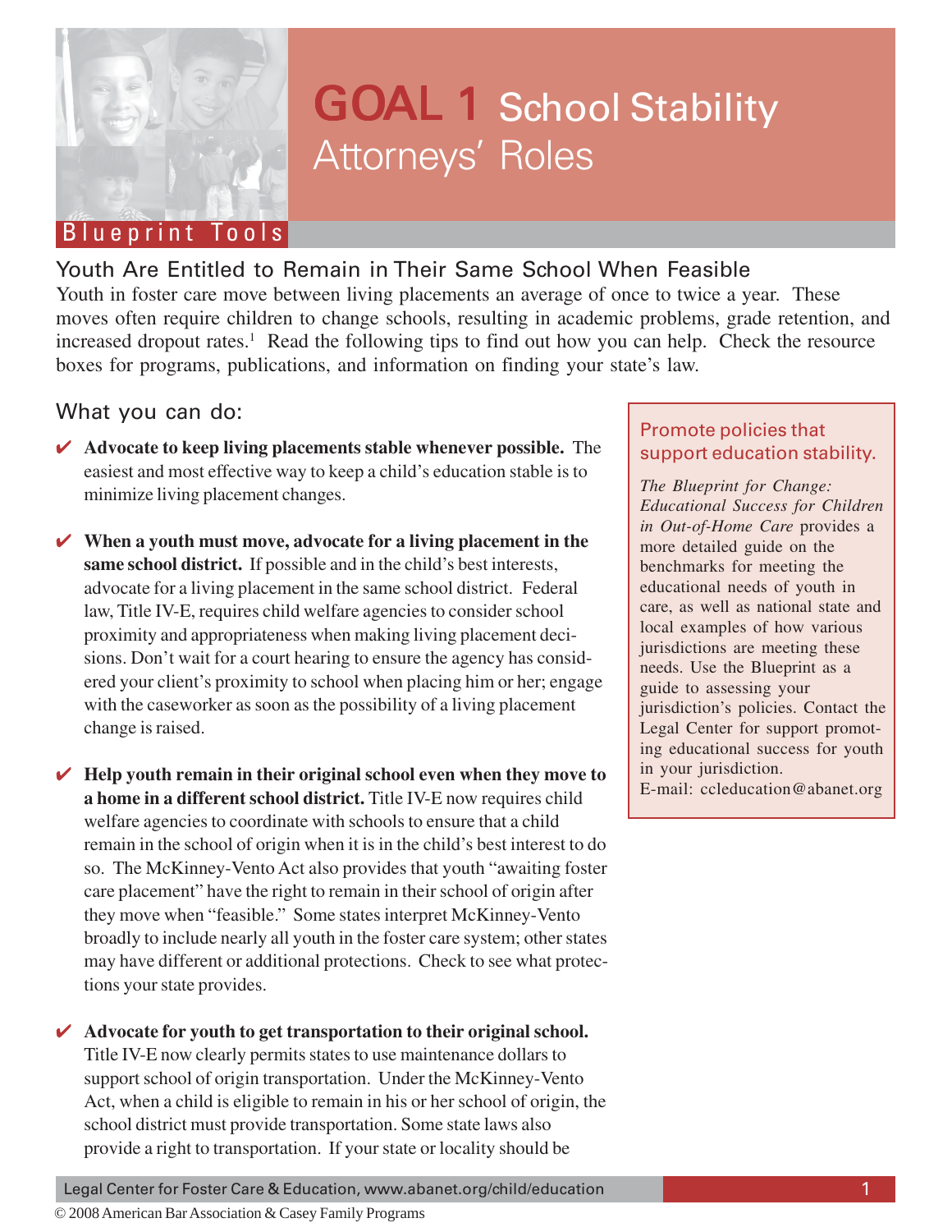Blueprint Tools

# GOAL 1 School Stability

## Attorneys' Roles

### Youth Are Entitled to Remain in Their Same School When Feasible

Youth in foster care move between living placements an average of once to twice a year. These moves often require children to change schools, resulting in academic problems, grade retention, and increased dropout rates.[1] Read the following tips to find out how you can help. Check the resource boxes for programs, publications, and information on finding your state's law.

### What you can do:

- ✔ **Advocate to keep living placements stable whenever possible.** The easiest and most effective way to keep a child's education stable is to minimize living placement changes.

- ✔ **When a youth must move, advocate for a living placement in the same school district.** If possible and in the child's best interests, advocate for a living placement in the same school district. Federal law, Title IV-E, requires child welfare agencies to consider school proximity and appropriateness when making living placement decisions. Don't wait for a court hearing to ensure the agency has considered your client's proximity to school when placing him or her; engage with the caseworker as soon as the possibility of a living placement change is raised.

- ✔ **Help youth remain in their original school even when they move to a home in a different school district.** Title IV-E now requires child welfare agencies to coordinate with schools to ensure that a child remain in the school of origin when it is in the child's best interest to do so. The McKinney-Vento Act also provides that youth "awaiting foster care placement" have the right to remain in their school of origin after they move when "feasible." Some states interpret McKinney-Vento broadly to include nearly all youth in the foster care system; other states may have different or additional protections. Check to see what protections your state provides.

- ✔ **Advocate for youth to get transportation to their original school.** Title IV-E now clearly permits states to use maintenance dollars to support school of origin transportation. Under the McKinney-Vento Act, when a child is eligible to remain in his or her school of origin, the school district must provide transportation. Some state laws also provide a right to transportation. If your state or locality should be

> **Promote policies that support education stability.**
>
> *The Blueprint for Change: Educational Success for Children in Out-of-Home Care* provides a more detailed guide on the benchmarks for meeting the educational needs of youth in care, as well as national state and local examples of how various jurisdictions are meeting these needs. Use the Blueprint as a guide to assessing your jurisdiction's policies. Contact the Legal Center for support promoting educational success for youth in your jurisdiction.
> E-mail: ccleducation@abanet.org

Legal Center for Foster Care & Education, www.abanet.org/child/education

© 2008 American Bar Association & Casey Family Programs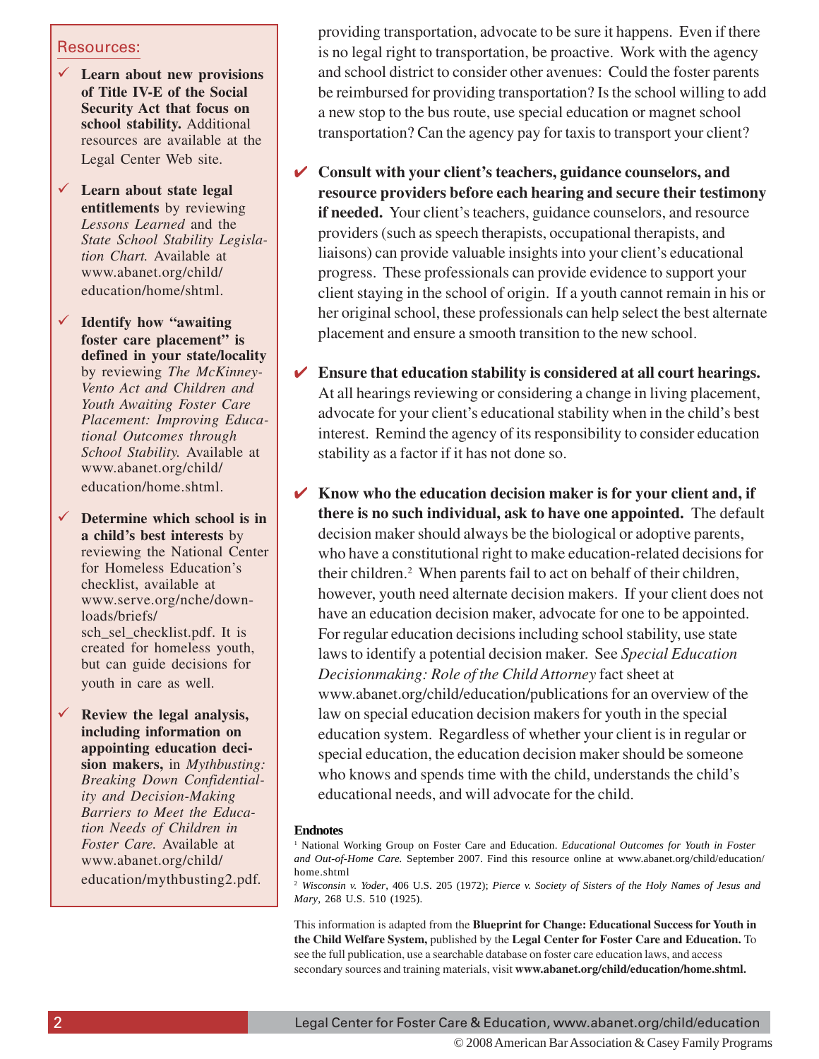providing transportation, advocate to be sure it happens. Even if there is no legal right to transportation, be proactive. Work with the agency and school district to consider other avenues: Could the foster parents be reimbursed for providing transportation? Is the school willing to add a new stop to the bus route, use special education or magnet school transportation? Can the agency pay for taxis to transport your client?

✔ **Consult with your client's teachers, guidance counselors, and resource providers before each hearing and secure their testimony if needed.** Your client's teachers, guidance counselors, and resource providers (such as speech therapists, occupational therapists, and liaisons) can provide valuable insights into your client's educational progress. These professionals can provide evidence to support your client staying in the school of origin. If a youth cannot remain in his or her original school, these professionals can help select the best alternate placement and ensure a smooth transition to the new school.

✔ **Ensure that education stability is considered at all court hearings.** At all hearings reviewing or considering a change in living placement, advocate for your client's educational stability when in the child's best interest. Remind the agency of its responsibility to consider education stability as a factor if it has not done so.

✔ **Know who the education decision maker is for your client and, if there is no such individual, ask to have one appointed.** The default decision maker should always be the biological or adoptive parents, who have a constitutional right to make education-related decisions for their children.[2] When parents fail to act on behalf of their children, however, youth need alternate decision makers. If your client does not have an education decision maker, advocate for one to be appointed. For regular education decisions including school stability, use state laws to identify a potential decision maker. See *Special Education Decisionmaking: Role of the Child Attorney* fact sheet at www.abanet.org/child/education/publications for an overview of the law on special education decision makers for youth in the special education system. Regardless of whether your client is in regular or special education, the education decision maker should be someone who knows and spends time with the child, understands the child's educational needs, and will advocate for the child.

## Resources:

- ✓ **Learn about new provisions of Title IV-E of the Social Security Act that focus on school stability.** Additional resources are available at the Legal Center Web site.
- ✓ **Learn about state legal entitlements** by reviewing *Lessons Learned* and the *State School Stability Legislation Chart.* Available at www.abanet.org/child/education/home/shtml.
- ✓ **Identify how "awaiting foster care placement" is defined in your state/locality** by reviewing *The McKinney-Vento Act and Children and Youth Awaiting Foster Care Placement: Improving Educational Outcomes through School Stability.* Available at www.abanet.org/child/education/home.shtml.
- ✓ **Determine which school is in a child's best interests** by reviewing the National Center for Homeless Education's checklist, available at www.serve.org/nche/downloads/briefs/sch_sel_checklist.pdf. It is created for homeless youth, but can guide decisions for youth in care as well.
- ✓ **Review the legal analysis, including information on appointing education decision makers,** in *Mythbusting: Breaking Down Confidentiality and Decision-Making Barriers to Meet the Education Needs of Children in Foster Care.* Available at www.abanet.org/child/education/mythbusting2.pdf.

### Endnotes

[1] National Working Group on Foster Care and Education. *Educational Outcomes for Youth in Foster and Out-of-Home Care.* September 2007. Find this resource online at www.abanet.org/child/education/home.shtml

[2] *Wisconsin v. Yoder*, 406 U.S. 205 (1972); *Pierce v. Society of Sisters of the Holy Names of Jesus and Mary*, 268 U.S. 510 (1925).

This information is adapted from the **Blueprint for Change: Educational Success for Youth in the Child Welfare System,** published by the **Legal Center for Foster Care and Education.** To see the full publication, use a searchable database on foster care education laws, and access secondary sources and training materials, visit **www.abanet.org/child/education/home.shtml.**

© 2008 American Bar Association & Casey Family Programs